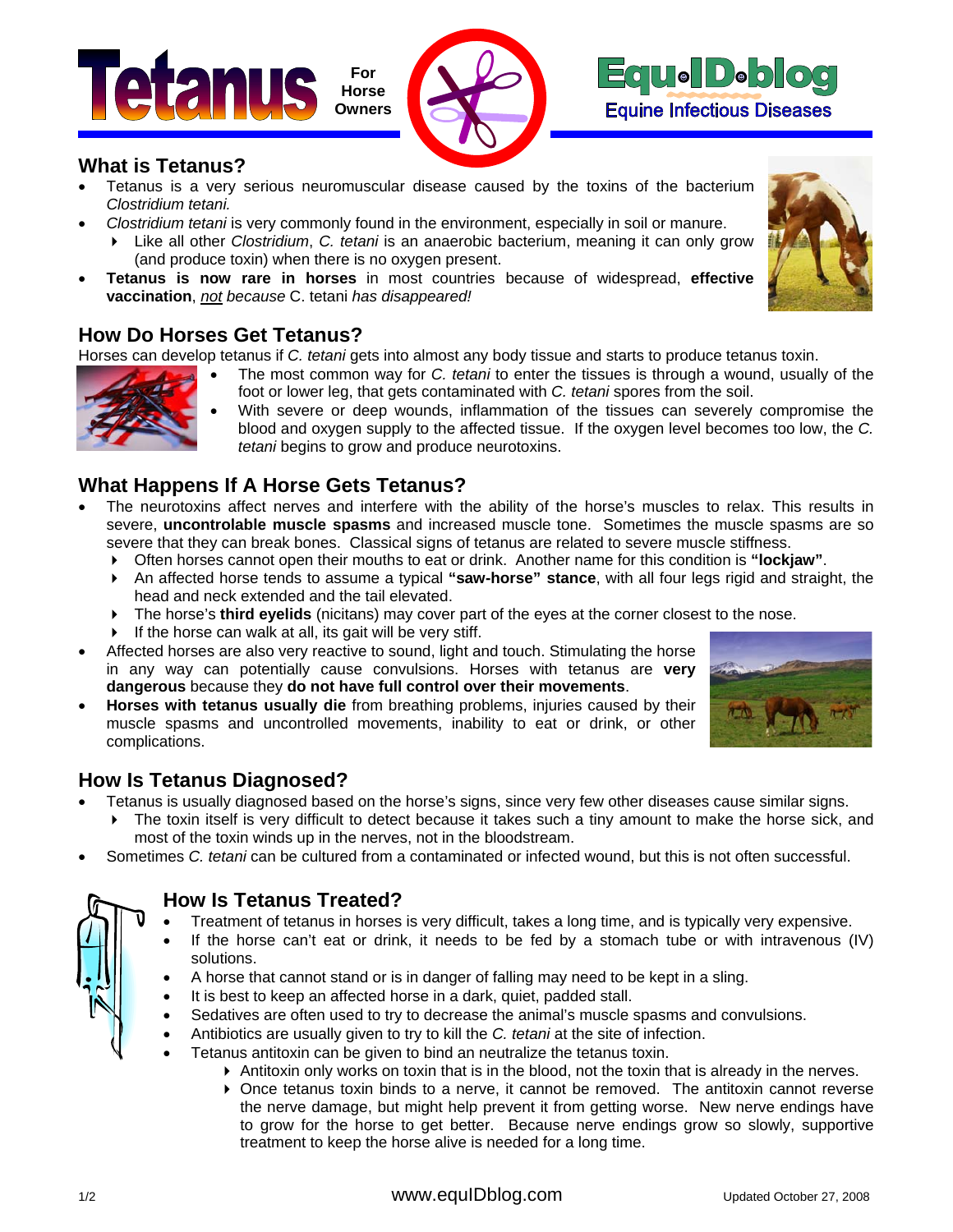# Tetanus

For Horse Owners

**Equ•ID•blog**
Equine Infectious Diseases

## What is Tetanus?

- Tetanus is a very serious neuromuscular disease caused by the toxins of the bacterium *Clostridium tetani.*
- *Clostridium tetani* is very commonly found in the environment, especially in soil or manure.
  - Like all other *Clostridium*, *C. tetani* is an anaerobic bacterium, meaning it can only grow (and produce toxin) when there is no oxygen present.
- **Tetanus is now rare in horses** in most countries because of widespread, **effective vaccination**, *not because* C. tetani *has disappeared!*

## How Do Horses Get Tetanus?

Horses can develop tetanus if *C. tetani* gets into almost any body tissue and starts to produce tetanus toxin.

- The most common way for *C. tetani* to enter the tissues is through a wound, usually of the foot or lower leg, that gets contaminated with *C. tetani* spores from the soil.
- With severe or deep wounds, inflammation of the tissues can severely compromise the blood and oxygen supply to the affected tissue. If the oxygen level becomes too low, the *C. tetani* begins to grow and produce neurotoxins.

## What Happens If A Horse Gets Tetanus?

- The neurotoxins affect nerves and interfere with the ability of the horse's muscles to relax. This results in severe, **uncontrolable muscle spasms** and increased muscle tone. Sometimes the muscle spasms are so severe that they can break bones. Classical signs of tetanus are related to severe muscle stiffness.
  - Often horses cannot open their mouths to eat or drink. Another name for this condition is **"lockjaw"**.
  - An affected horse tends to assume a typical **"saw-horse" stance**, with all four legs rigid and straight, the head and neck extended and the tail elevated.
  - The horse's **third eyelids** (nicitans) may cover part of the eyes at the corner closest to the nose.
  - If the horse can walk at all, its gait will be very stiff.
- Affected horses are also very reactive to sound, light and touch. Stimulating the horse in any way can potentially cause convulsions. Horses with tetanus are **very dangerous** because they **do not have full control over their movements**.
- **Horses with tetanus usually die** from breathing problems, injuries caused by their muscle spasms and uncontrolled movements, inability to eat or drink, or other complications.

## How Is Tetanus Diagnosed?

- Tetanus is usually diagnosed based on the horse's signs, since very few other diseases cause similar signs.
  - The toxin itself is very difficult to detect because it takes such a tiny amount to make the horse sick, and most of the toxin winds up in the nerves, not in the bloodstream.
- Sometimes *C. tetani* can be cultured from a contaminated or infected wound, but this is not often successful.

## How Is Tetanus Treated?

- Treatment of tetanus in horses is very difficult, takes a long time, and is typically very expensive.
- If the horse can't eat or drink, it needs to be fed by a stomach tube or with intravenous (IV) solutions.
- A horse that cannot stand or is in danger of falling may need to be kept in a sling.
- It is best to keep an affected horse in a dark, quiet, padded stall.
- Sedatives are often used to try to decrease the animal's muscle spasms and convulsions.
- Antibiotics are usually given to try to kill the *C. tetani* at the site of infection.
- Tetanus antitoxin can be given to bind an neutralize the tetanus toxin.
  - Antitoxin only works on toxin that is in the blood, not the toxin that is already in the nerves.
  - Once tetanus toxin binds to a nerve, it cannot be removed. The antitoxin cannot reverse the nerve damage, but might help prevent it from getting worse. New nerve endings have to grow for the horse to get better. Because nerve endings grow so slowly, supportive treatment to keep the horse alive is needed for a long time.

www.equIDblog.com

Updated October 27, 2008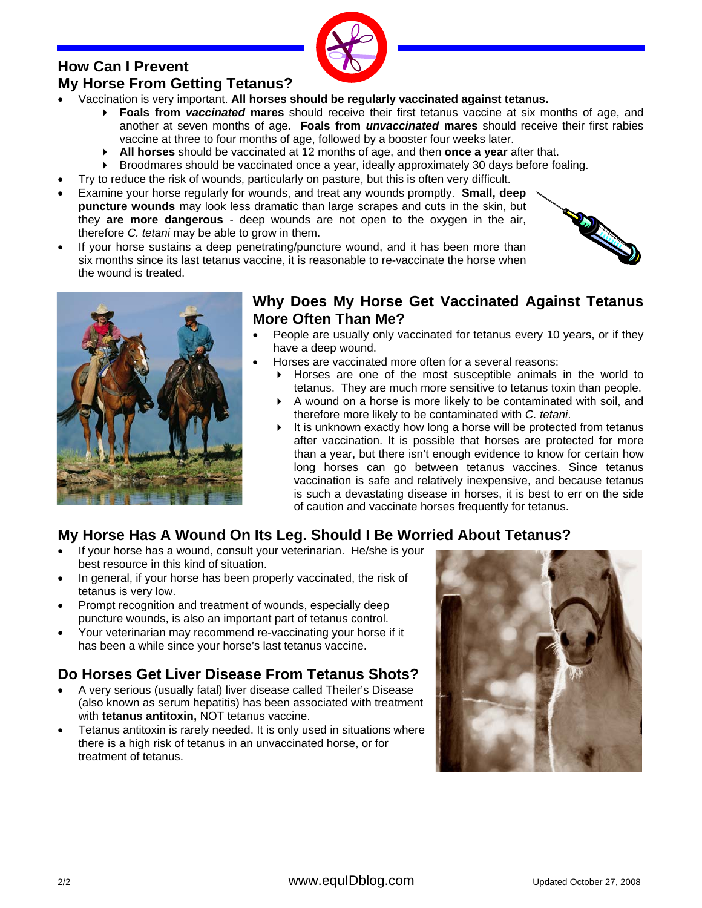## How Can I Prevent My Horse From Getting Tetanus?

- Vaccination is very important. **All horses should be regularly vaccinated against tetanus.**
  - **Foals from *vaccinated* mares** should receive their first tetanus vaccine at six months of age, and another at seven months of age. **Foals from *unvaccinated* mares** should receive their first rabies vaccine at three to four months of age, followed by a booster four weeks later.
  - **All horses** should be vaccinated at 12 months of age, and then **once a year** after that.
  - Broodmares should be vaccinated once a year, ideally approximately 30 days before foaling.
- Try to reduce the risk of wounds, particularly on pasture, but this is often very difficult.
- Examine your horse regularly for wounds, and treat any wounds promptly. **Small, deep puncture wounds** may look less dramatic than large scrapes and cuts in the skin, but they **are more dangerous** - deep wounds are not open to the oxygen in the air, therefore *C. tetani* may be able to grow in them.
- If your horse sustains a deep penetrating/puncture wound, and it has been more than six months since its last tetanus vaccine, it is reasonable to re-vaccinate the horse when the wound is treated.

## Why Does My Horse Get Vaccinated Against Tetanus More Often Than Me?

- People are usually only vaccinated for tetanus every 10 years, or if they have a deep wound.
- Horses are vaccinated more often for a several reasons:
  - Horses are one of the most susceptible animals in the world to tetanus. They are much more sensitive to tetanus toxin than people.
  - A wound on a horse is more likely to be contaminated with soil, and therefore more likely to be contaminated with *C. tetani*.
  - It is unknown exactly how long a horse will be protected from tetanus after vaccination. It is possible that horses are protected for more than a year, but there isn't enough evidence to know for certain how long horses can go between tetanus vaccines. Since tetanus vaccination is safe and relatively inexpensive, and because tetanus is such a devastating disease in horses, it is best to err on the side of caution and vaccinate horses frequently for tetanus.

## My Horse Has A Wound On Its Leg. Should I Be Worried About Tetanus?

- If your horse has a wound, consult your veterinarian. He/she is your best resource in this kind of situation.
- In general, if your horse has been properly vaccinated, the risk of tetanus is very low.
- Prompt recognition and treatment of wounds, especially deep puncture wounds, is also an important part of tetanus control.
- Your veterinarian may recommend re-vaccinating your horse if it has been a while since your horse's last tetanus vaccine.

## Do Horses Get Liver Disease From Tetanus Shots?

- A very serious (usually fatal) liver disease called Theiler's Disease (also known as serum hepatitis) has been associated with treatment with **tetanus antitoxin,** NOT tetanus vaccine.
- Tetanus antitoxin is rarely needed. It is only used in situations where there is a high risk of tetanus in an unvaccinated horse, or for treatment of tetanus.

www.equIDblog.com

Updated October 27, 2008